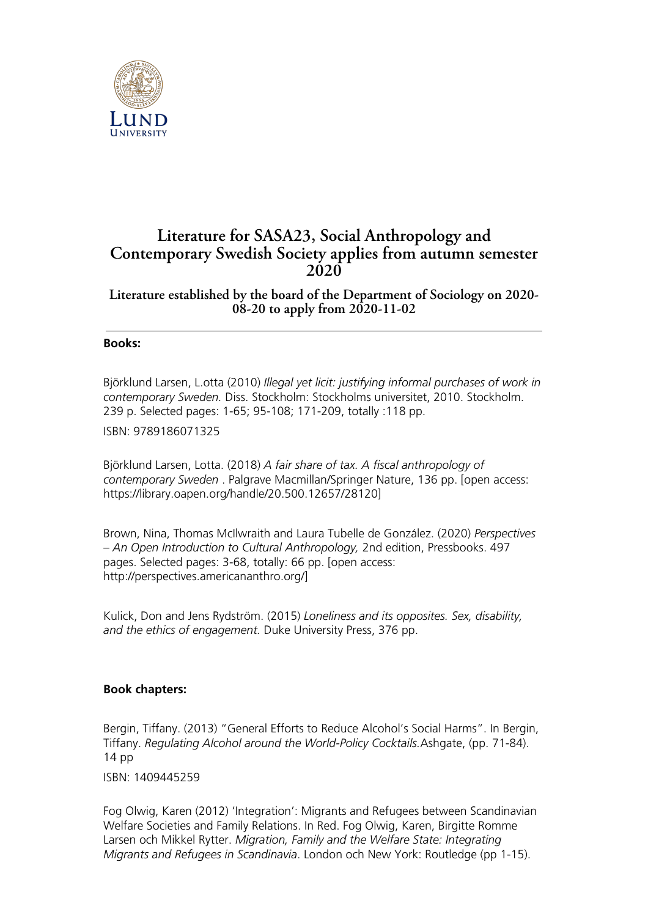# Literature for SASA23, Social Anthropology and Contemporary Swedish Society applies from autumn semester 2020

## Literature established by the board of the Department of Sociology on 2020-08-20 to apply from 2020-11-02

---

**Books:**

Björklund Larsen, L.otta (2010) *Illegal yet licit: justifying informal purchases of work in contemporary Sweden.* Diss. Stockholm: Stockholms universitet, 2010. Stockholm. 239 p. Selected pages: 1-65; 95-108; 171-209, totally :118 pp.

ISBN: 9789186071325

Björklund Larsen, Lotta. (2018) *A fair share of tax. A fiscal anthropology of contemporary Sweden* . Palgrave Macmillan/Springer Nature, 136 pp. [open access: https://library.oapen.org/handle/20.500.12657/28120]

Brown, Nina, Thomas McIlwraith and Laura Tubelle de González. (2020) *Perspectives – An Open Introduction to Cultural Anthropology,* 2nd edition, Pressbooks. 497 pages. Selected pages: 3-68, totally: 66 pp. [open access: http://perspectives.americananthro.org/]

Kulick, Don and Jens Rydström. (2015) *Loneliness and its opposites. Sex, disability, and the ethics of engagement.* Duke University Press, 376 pp.

**Book chapters:**

Bergin, Tiffany. (2013) "General Efforts to Reduce Alcohol's Social Harms". In Bergin, Tiffany. *Regulating Alcohol around the World-Policy Cocktails.*Ashgate, (pp. 71-84). 14 pp

ISBN: 1409445259

Fog Olwig, Karen (2012) 'Integration': Migrants and Refugees between Scandinavian Welfare Societies and Family Relations. In Red. Fog Olwig, Karen, Birgitte Romme Larsen och Mikkel Rytter. *Migration, Family and the Welfare State: Integrating Migrants and Refugees in Scandinavia*. London och New York: Routledge (pp 1-15).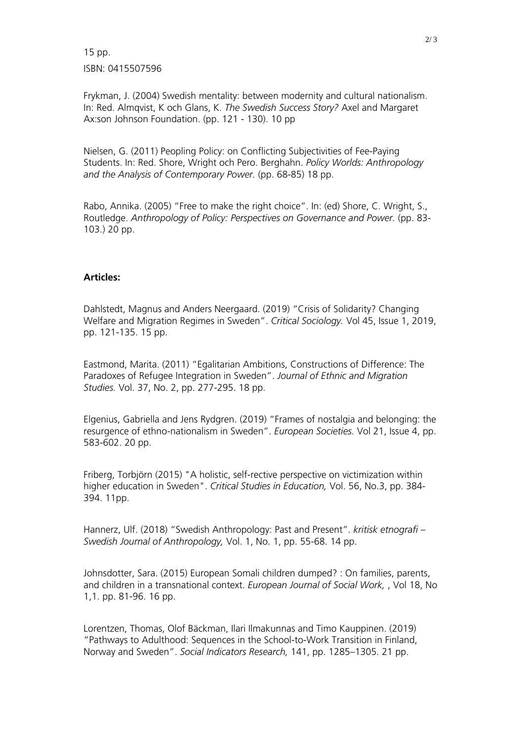15 pp.

ISBN: 0415507596

Frykman, J. (2004) Swedish mentality: between modernity and cultural nationalism. In: Red. Almqvist, K och Glans, K. *The Swedish Success Story?* Axel and Margaret Ax:son Johnson Foundation. (pp. 121 - 130). 10 pp

Nielsen, G. (2011) Peopling Policy: on Conflicting Subjectivities of Fee-Paying Students. In: Red. Shore, Wright och Pero. Berghahn. *Policy Worlds: Anthropology and the Analysis of Contemporary Power.* (pp. 68-85) 18 pp.

Rabo, Annika. (2005) "Free to make the right choice". In: (ed) Shore, C. Wright, S., Routledge. *Anthropology of Policy: Perspectives on Governance and Power.* (pp. 83-103.) 20 pp.

**Articles:**

Dahlstedt, Magnus and Anders Neergaard. (2019) "Crisis of Solidarity? Changing Welfare and Migration Regimes in Sweden". *Critical Sociology.* Vol 45, Issue 1, 2019, pp. 121-135. 15 pp.

Eastmond, Marita. (2011) "Egalitarian Ambitions, Constructions of Difference: The Paradoxes of Refugee Integration in Sweden". *Journal of Ethnic and Migration Studies.* Vol. 37, No. 2, pp. 277-295. 18 pp.

Elgenius, Gabriella and Jens Rydgren. (2019) "Frames of nostalgia and belonging: the resurgence of ethno-nationalism in Sweden". *European Societies.* Vol 21, Issue 4, pp. 583-602. 20 pp.

Friberg, Torbjörn (2015) "A holistic, self-rective perspective on victimization within higher education in Sweden". *Critical Studies in Education,* Vol. 56, No.3, pp. 384-394. 11pp.

Hannerz, Ulf. (2018) "Swedish Anthropology: Past and Present". *kritisk etnografi – Swedish Journal of Anthropology,* Vol. 1, No. 1, pp. 55-68. 14 pp.

Johnsdotter, Sara. (2015) European Somali children dumped? : On families, parents, and children in a transnational context. *European Journal of Social Work,* , Vol 18, No 1,1. pp. 81-96. 16 pp.

Lorentzen, Thomas, Olof Bäckman, Ilari Ilmakunnas and Timo Kauppinen. (2019) "Pathways to Adulthood: Sequences in the School-to-Work Transition in Finland, Norway and Sweden". *Social Indicators Research,* 141, pp. 1285–1305. 21 pp.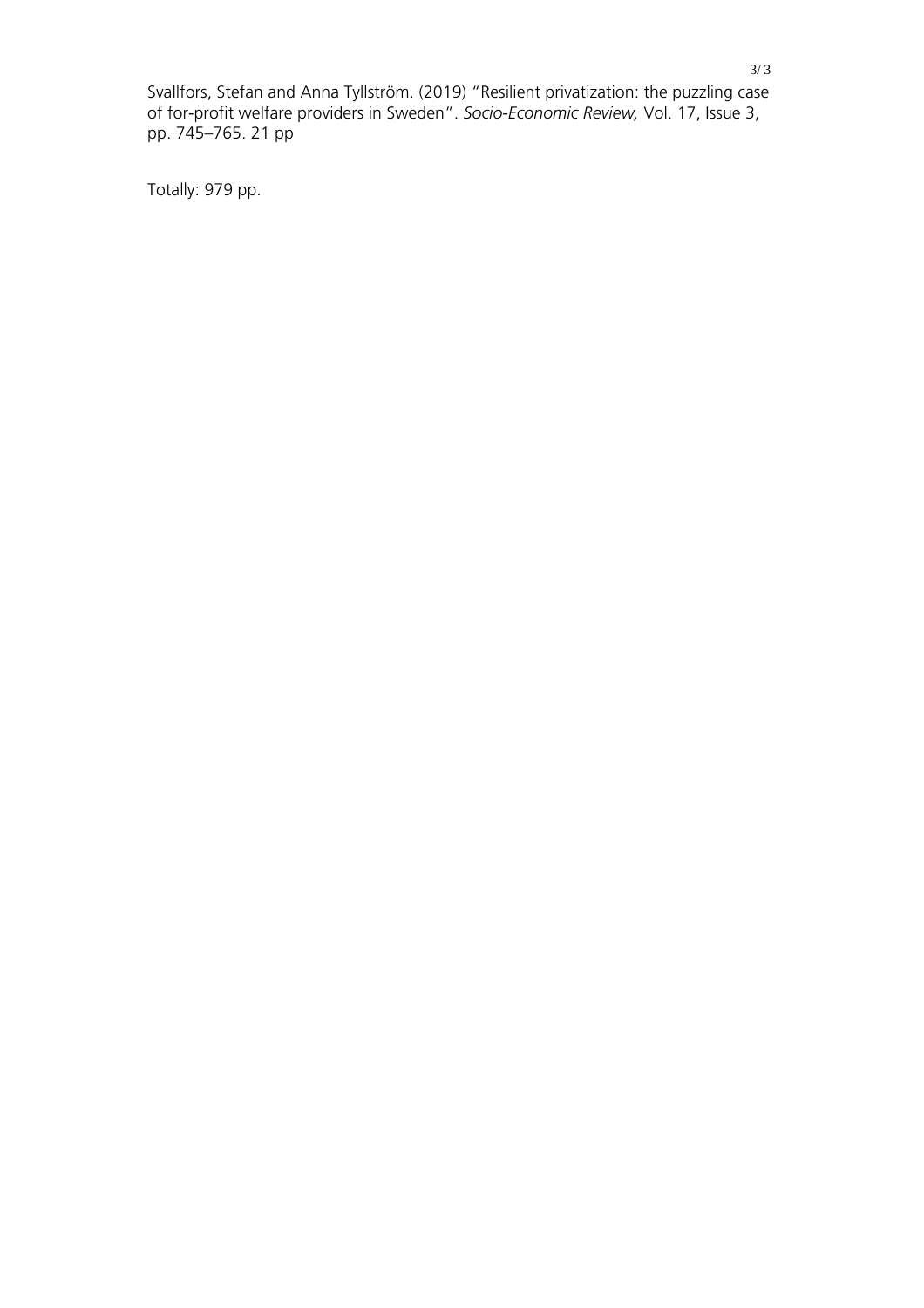Svallfors, Stefan and Anna Tyllström. (2019) "Resilient privatization: the puzzling case of for-profit welfare providers in Sweden". *Socio-Economic Review,* Vol. 17, Issue 3, pp. 745–765. 21 pp

Totally: 979 pp.